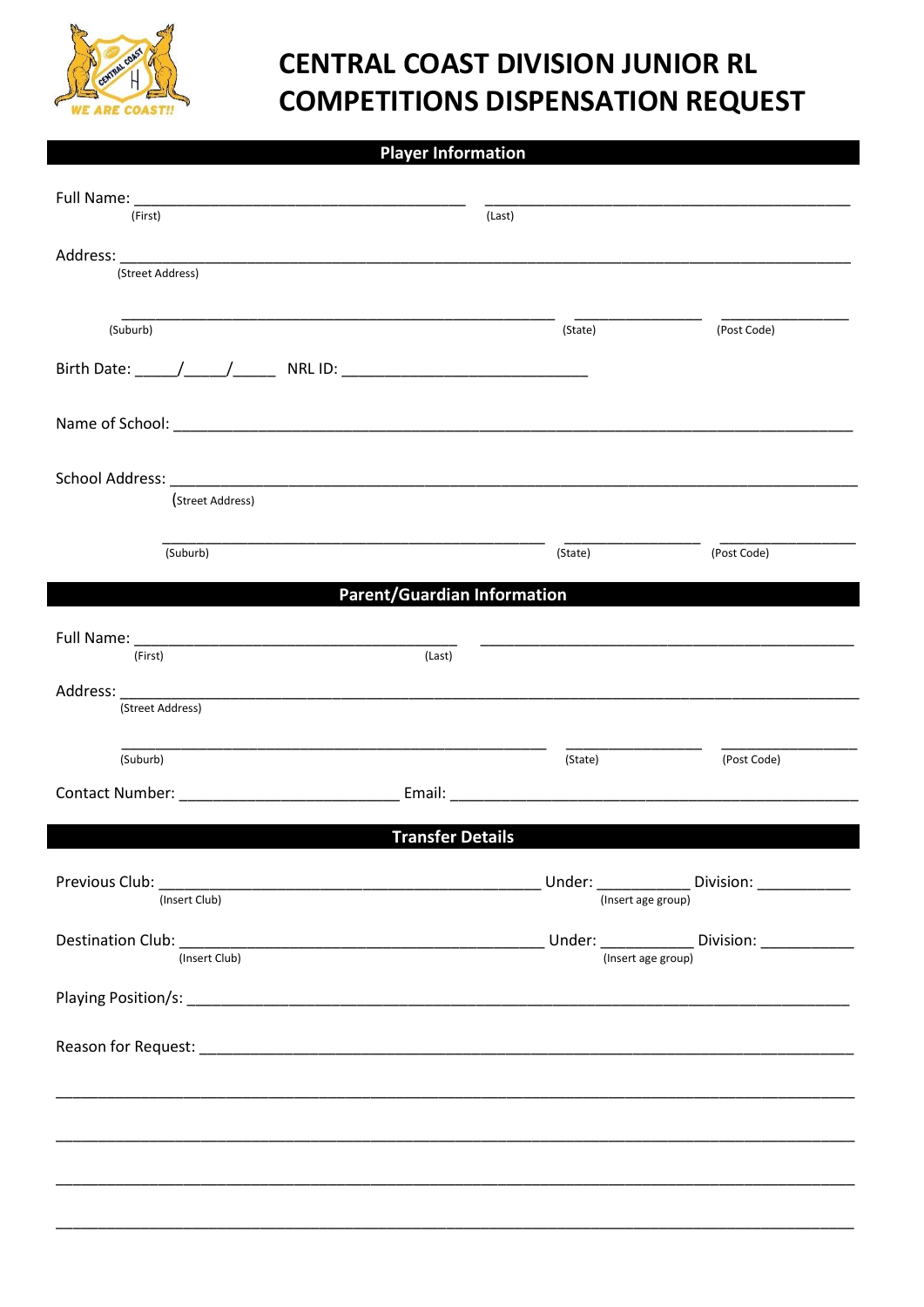# CENTRAL COAST DIVISION JUNIOR RL COMPETITIONS DISPENSATION REQUEST

## Player Information

Full Name: ______________________________________ ______________________________________
(First) (Last)

Address: ________________________________________________________________________________
(Street Address)

________________________________________________ ______________ ______________
(Suburb) (State) (Post Code)

Birth Date: _____/_____/_____ NRL ID: ____________________________

Name of School: __________________________________________________________________________

School Address: __________________________________________________________________________
(Street Address)

________________________________________________ ______________ ______________
(Suburb) (State) (Post Code)

## Parent/Guardian Information

Full Name: ______________________________________ ______________________________________
(First) (Last)

Address: ________________________________________________________________________________
(Street Address)

________________________________________________ ______________ ______________
(Suburb) (State) (Post Code)

Contact Number: _________________________ Email: ______________________________________________

## Transfer Details

Previous Club: ___________________________________________ Under: __________ Division: __________
(Insert Club) (Insert age group)

Destination Club: ________________________________________ Under: __________ Division: __________
(Insert Club) (Insert age group)

Playing Position/s: ______________________________________________________________________

Reason for Request: ______________________________________________________________________

__________________________________________________________________________________________

__________________________________________________________________________________________

__________________________________________________________________________________________

__________________________________________________________________________________________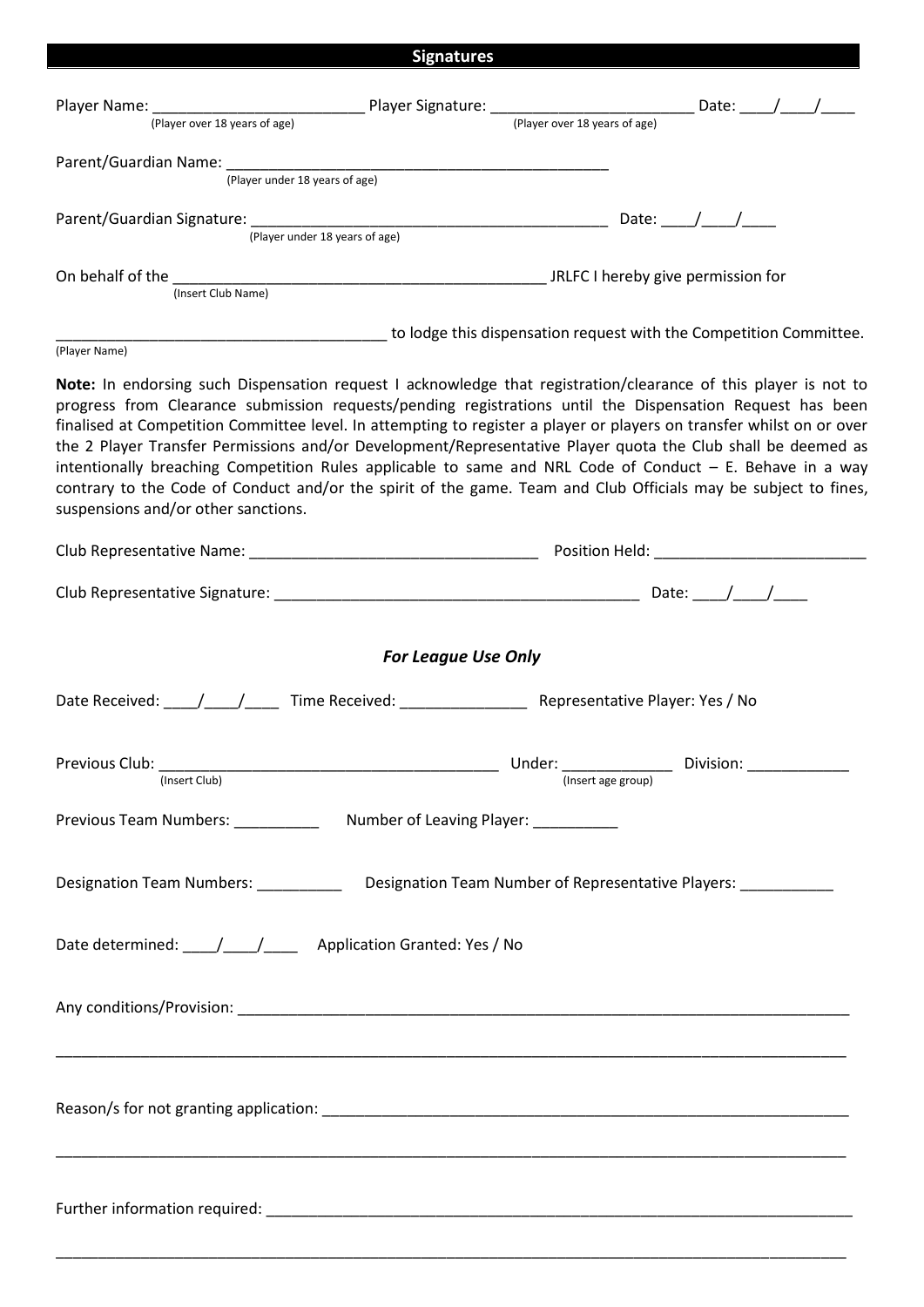## Signatures

Player Name: _________________________ Player Signature: _________________________ Date: ____/____/____
(Player over 18 years of age) (Player over 18 years of age)

Parent/Guardian Name: _______________________________________________
(Player under 18 years of age)

Parent/Guardian Signature: ____________________________________________ Date: ____/____/____
(Player under 18 years of age)

On behalf of the _____________________________________________ JRLFC I hereby give permission for
(Insert Club Name)

________________________________________ to lodge this dispensation request with the Competition Committee.
(Player Name)

**Note:** In endorsing such Dispensation request I acknowledge that registration/clearance of this player is not to progress from Clearance submission requests/pending registrations until the Dispensation Request has been finalised at Competition Committee level. In attempting to register a player or players on transfer whilst on or over the 2 Player Transfer Permissions and/or Development/Representative Player quota the Club shall be deemed as intentionally breaching Competition Rules applicable to same and NRL Code of Conduct – E. Behave in a way contrary to the Code of Conduct and/or the spirit of the game. Team and Club Officials may be subject to fines, suspensions and/or other sanctions.

Club Representative Name: __________________________________ Position Held: _________________________

Club Representative Signature: ____________________________________________ Date: ____/____/____

### *For League Use Only*

Date Received: ____/____/____ Time Received: _______________ Representative Player: Yes / No

Previous Club: ________________________________________ Under: _____________ Division: ____________
(Insert Club) (Insert age group)

Previous Team Numbers: __________ Number of Leaving Player: __________

Designation Team Numbers: __________ Designation Team Number of Representative Players: ___________

Date determined: ____/____/____ Application Granted: Yes / No

Any conditions/Provision: ____________________________________________________________________________

_____________________________________________________________________________________________

Reason/s for not granting application: _________________________________________________________________

_____________________________________________________________________________________________

Further information required: _______________________________________________________________________

_____________________________________________________________________________________________